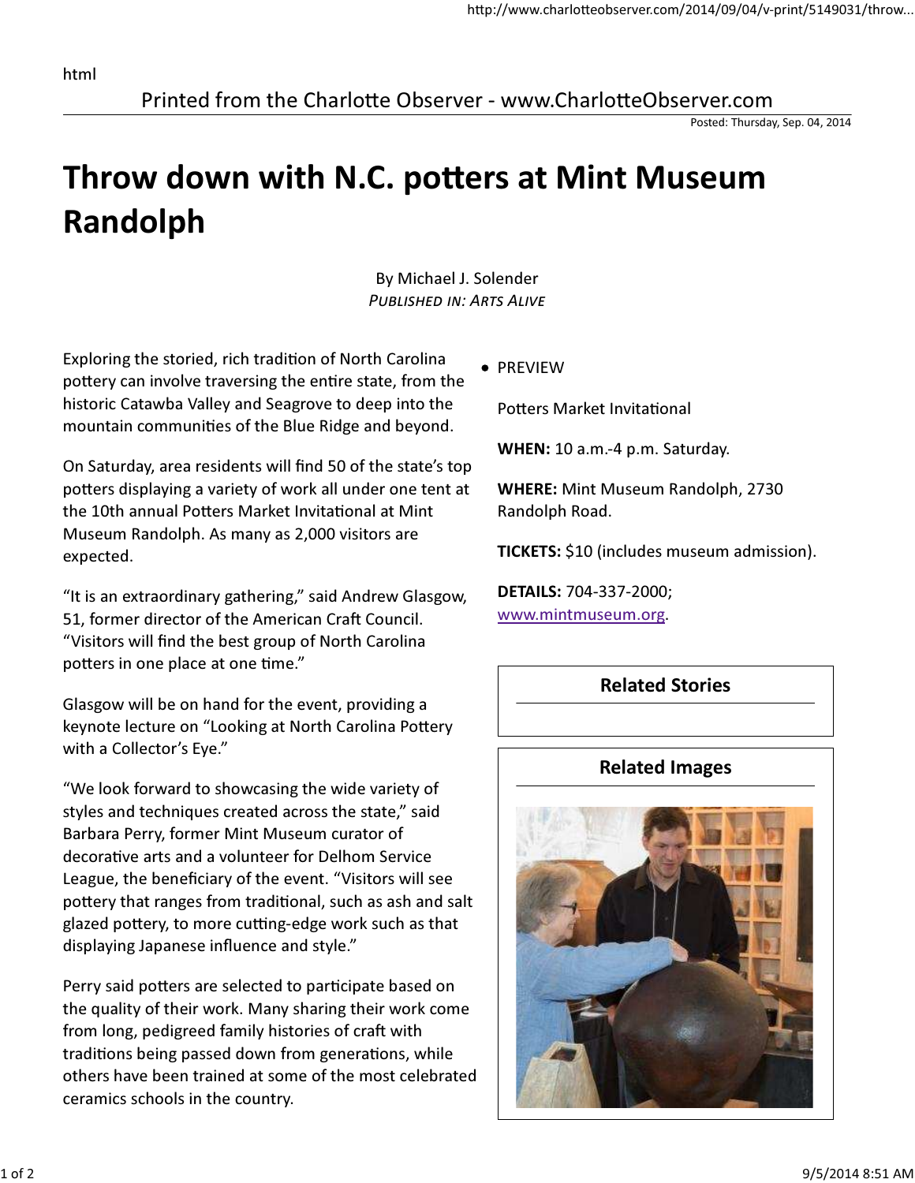Printed from the Charlotte Observer - www.CharlotteObserver.com

Posted: Thursday, Sep. 04, 2014

# Throw down with N.C. potters at Mint Museum Randolph

By Michael J. Solender
*PUBLISHED IN: ARTS ALIVE*

Exploring the storied, rich tradition of North Carolina pottery can involve traversing the entire state, from the historic Catawba Valley and Seagrove to deep into the mountain communities of the Blue Ridge and beyond.

On Saturday, area residents will find 50 of the state's top potters displaying a variety of work all under one tent at the 10th annual Potters Market Invitational at Mint Museum Randolph. As many as 2,000 visitors are expected.

"It is an extraordinary gathering," said Andrew Glasgow, 51, former director of the American Craft Council. "Visitors will find the best group of North Carolina potters in one place at one time."

Glasgow will be on hand for the event, providing a keynote lecture on "Looking at North Carolina Pottery with a Collector's Eye."

"We look forward to showcasing the wide variety of styles and techniques created across the state," said Barbara Perry, former Mint Museum curator of decorative arts and a volunteer for Delhom Service League, the beneficiary of the event. "Visitors will see pottery that ranges from traditional, such as ash and salt glazed pottery, to more cutting-edge work such as that displaying Japanese influence and style."

Perry said potters are selected to participate based on the quality of their work. Many sharing their work come from long, pedigreed family histories of craft with traditions being passed down from generations, while others have been trained at some of the most celebrated ceramics schools in the country.

- PREVIEW

  Potters Market Invitational

  **WHEN:** 10 a.m.-4 p.m. Saturday.

  **WHERE:** Mint Museum Randolph, 2730 Randolph Road.

  **TICKETS:** $10 (includes museum admission).

  **DETAILS:** 704-337-2000; www.mintmuseum.org.

**Related Stories**

**Related Images**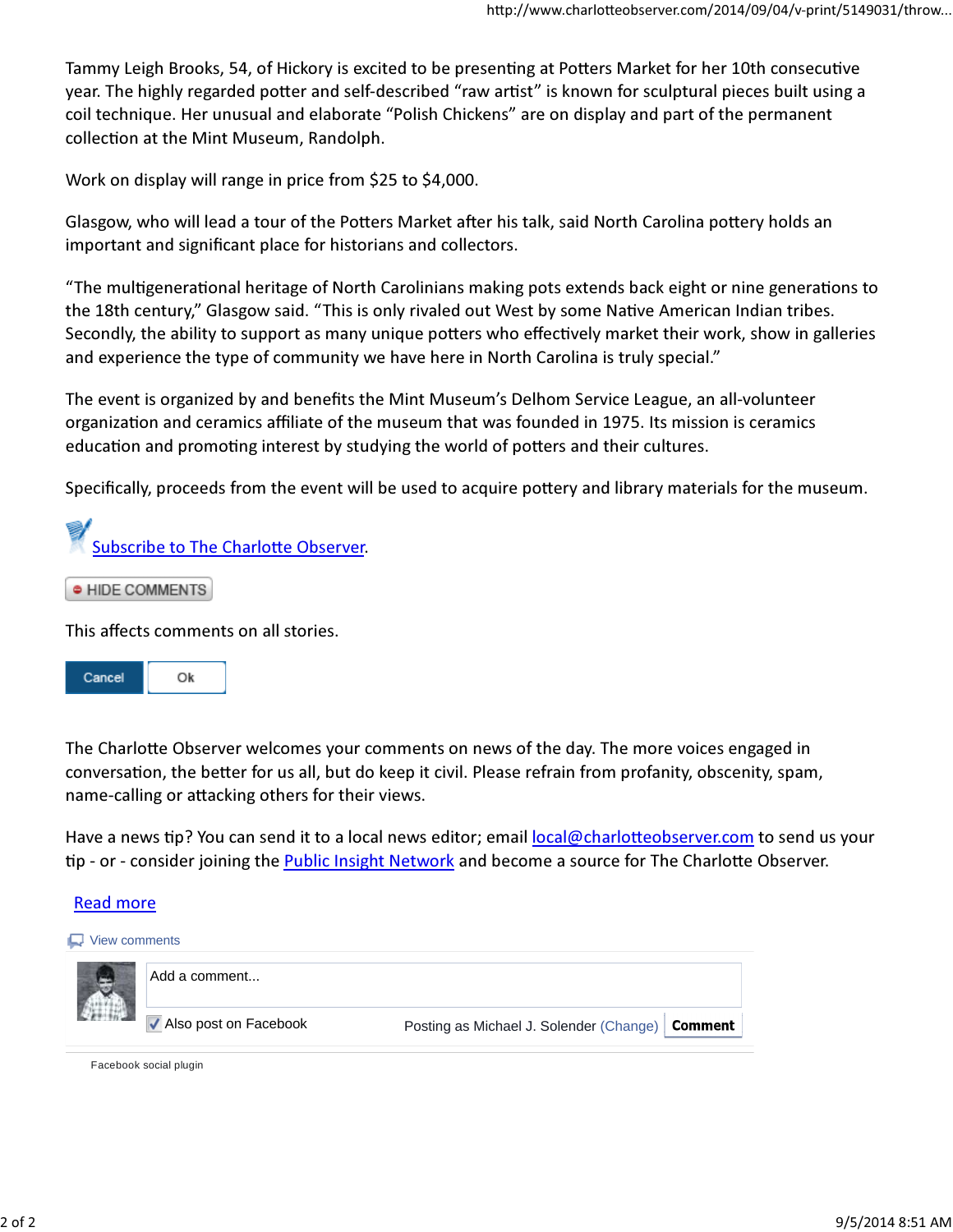Tammy Leigh Brooks, 54, of Hickory is excited to be presenting at Potters Market for her 10th consecutive year. The highly regarded potter and self-described "raw artist" is known for sculptural pieces built using a coil technique. Her unusual and elaborate "Polish Chickens" are on display and part of the permanent collection at the Mint Museum, Randolph.

Work on display will range in price from $25 to $4,000.

Glasgow, who will lead a tour of the Potters Market after his talk, said North Carolina pottery holds an important and significant place for historians and collectors.

"The multigenerational heritage of North Carolinians making pots extends back eight or nine generations to the 18th century," Glasgow said. "This is only rivaled out West by some Native American Indian tribes. Secondly, the ability to support as many unique potters who effectively market their work, show in galleries and experience the type of community we have here in North Carolina is truly special."

The event is organized by and benefits the Mint Museum's Delhom Service League, an all-volunteer organization and ceramics affiliate of the museum that was founded in 1975. Its mission is ceramics education and promoting interest by studying the world of potters and their cultures.

Specifically, proceeds from the event will be used to acquire pottery and library materials for the museum.

Subscribe to The Charlotte Observer.

HIDE COMMENTS

This affects comments on all stories.

Cancel Ok

The Charlotte Observer welcomes your comments on news of the day. The more voices engaged in conversation, the better for us all, but do keep it civil. Please refrain from profanity, obscenity, spam, name-calling or attacking others for their views.

Have a news tip? You can send it to a local news editor; email local@charlotteobserver.com to send us your tip - or - consider joining the Public Insight Network and become a source for The Charlotte Observer.

Read more

View comments

Add a comment...

Also post on Facebook Posting as Michael J. Solender (Change) Comment

Facebook social plugin